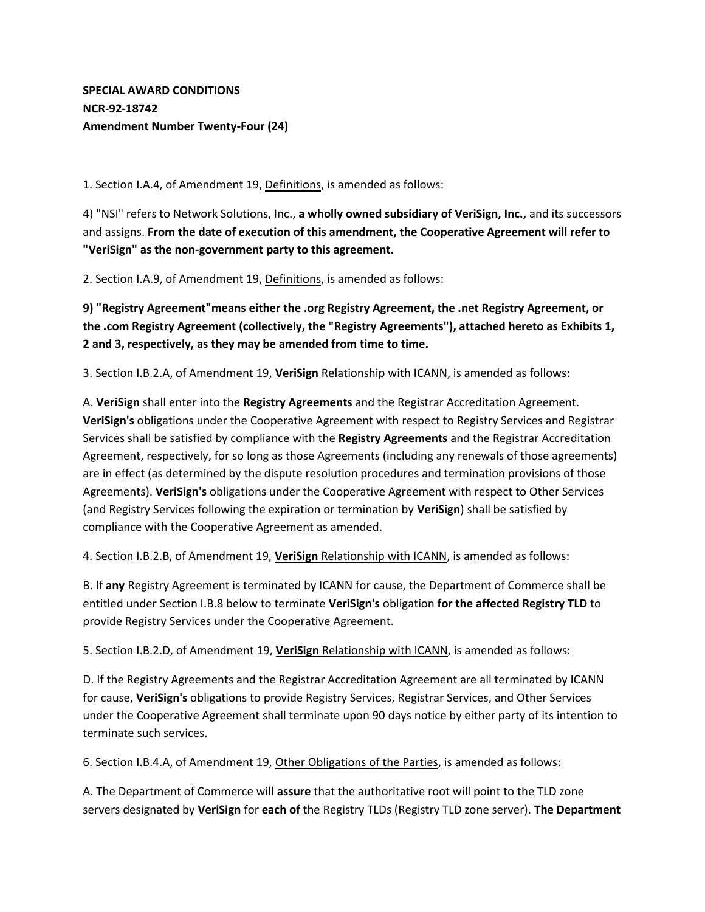**SPECIAL AWARD CONDITIONS**
**NCR-92-18742**
**Amendment Number Twenty-Four (24)**

1. Section I.A.4, of Amendment 19, Definitions, is amended as follows:

4) "NSI" refers to Network Solutions, Inc., **a wholly owned subsidiary of VeriSign, Inc.,** and its successors and assigns. **From the date of execution of this amendment, the Cooperative Agreement will refer to "VeriSign" as the non-government party to this agreement.**

2. Section I.A.9, of Amendment 19, Definitions, is amended as follows:

**9) "Registry Agreement"means either the .org Registry Agreement, the .net Registry Agreement, or the .com Registry Agreement (collectively, the "Registry Agreements"), attached hereto as Exhibits 1, 2 and 3, respectively, as they may be amended from time to time.**

3. Section I.B.2.A, of Amendment 19, **VeriSign** Relationship with ICANN, is amended as follows:

A. **VeriSign** shall enter into the **Registry Agreements** and the Registrar Accreditation Agreement. **VeriSign's** obligations under the Cooperative Agreement with respect to Registry Services and Registrar Services shall be satisfied by compliance with the **Registry Agreements** and the Registrar Accreditation Agreement, respectively, for so long as those Agreements (including any renewals of those agreements) are in effect (as determined by the dispute resolution procedures and termination provisions of those Agreements). **VeriSign's** obligations under the Cooperative Agreement with respect to Other Services (and Registry Services following the expiration or termination by **VeriSign**) shall be satisfied by compliance with the Cooperative Agreement as amended.

4. Section I.B.2.B, of Amendment 19, **VeriSign** Relationship with ICANN, is amended as follows:

B. If **any** Registry Agreement is terminated by ICANN for cause, the Department of Commerce shall be entitled under Section I.B.8 below to terminate **VeriSign's** obligation **for the affected Registry TLD** to provide Registry Services under the Cooperative Agreement.

5. Section I.B.2.D, of Amendment 19, **VeriSign** Relationship with ICANN, is amended as follows:

D. If the Registry Agreements and the Registrar Accreditation Agreement are all terminated by ICANN for cause, **VeriSign's** obligations to provide Registry Services, Registrar Services, and Other Services under the Cooperative Agreement shall terminate upon 90 days notice by either party of its intention to terminate such services.

6. Section I.B.4.A, of Amendment 19, Other Obligations of the Parties, is amended as follows:

A. The Department of Commerce will **assure** that the authoritative root will point to the TLD zone servers designated by **VeriSign** for **each of** the Registry TLDs (Registry TLD zone server). **The Department**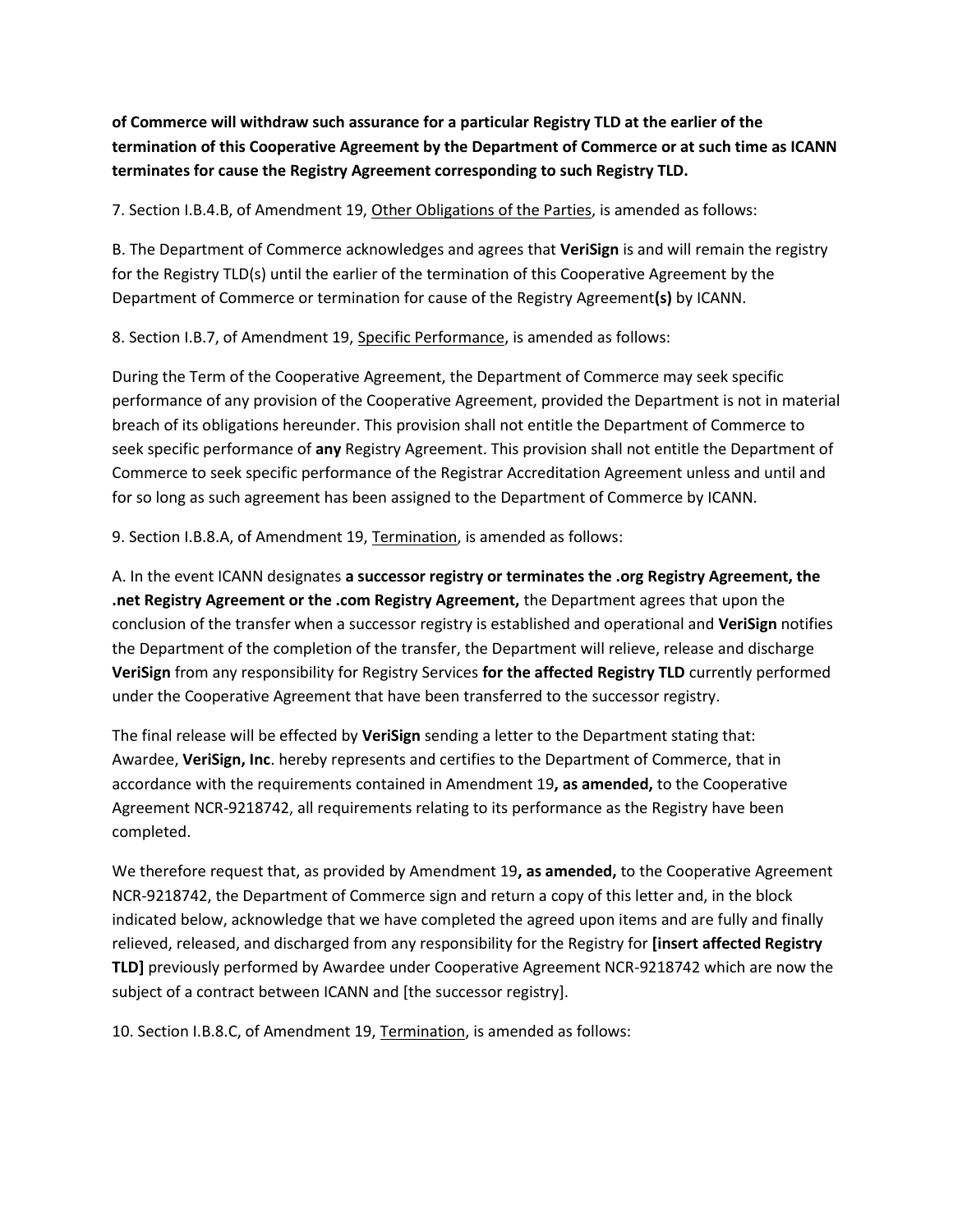**of Commerce will withdraw such assurance for a particular Registry TLD at the earlier of the termination of this Cooperative Agreement by the Department of Commerce or at such time as ICANN terminates for cause the Registry Agreement corresponding to such Registry TLD.**

7. Section I.B.4.B, of Amendment 19, <u>Other Obligations of the Parties</u>, is amended as follows:

B. The Department of Commerce acknowledges and agrees that **VeriSign** is and will remain the registry for the Registry TLD(s) until the earlier of the termination of this Cooperative Agreement by the Department of Commerce or termination for cause of the Registry Agreement**(s)** by ICANN.

8. Section I.B.7, of Amendment 19, <u>Specific Performance</u>, is amended as follows:

During the Term of the Cooperative Agreement, the Department of Commerce may seek specific performance of any provision of the Cooperative Agreement, provided the Department is not in material breach of its obligations hereunder. This provision shall not entitle the Department of Commerce to seek specific performance of **any** Registry Agreement. This provision shall not entitle the Department of Commerce to seek specific performance of the Registrar Accreditation Agreement unless and until and for so long as such agreement has been assigned to the Department of Commerce by ICANN.

9. Section I.B.8.A, of Amendment 19, <u>Termination</u>, is amended as follows:

A. In the event ICANN designates **a successor registry or terminates the .org Registry Agreement, the .net Registry Agreement or the .com Registry Agreement,** the Department agrees that upon the conclusion of the transfer when a successor registry is established and operational and **VeriSign** notifies the Department of the completion of the transfer, the Department will relieve, release and discharge **VeriSign** from any responsibility for Registry Services **for the affected Registry TLD** currently performed under the Cooperative Agreement that have been transferred to the successor registry.

The final release will be effected by **VeriSign** sending a letter to the Department stating that: Awardee, **VeriSign, Inc**. hereby represents and certifies to the Department of Commerce, that in accordance with the requirements contained in Amendment 19**, as amended,** to the Cooperative Agreement NCR-9218742, all requirements relating to its performance as the Registry have been completed.

We therefore request that, as provided by Amendment 19**, as amended,** to the Cooperative Agreement NCR-9218742, the Department of Commerce sign and return a copy of this letter and, in the block indicated below, acknowledge that we have completed the agreed upon items and are fully and finally relieved, released, and discharged from any responsibility for the Registry for **[insert affected Registry TLD]** previously performed by Awardee under Cooperative Agreement NCR-9218742 which are now the subject of a contract between ICANN and [the successor registry].

10. Section I.B.8.C, of Amendment 19, <u>Termination</u>, is amended as follows: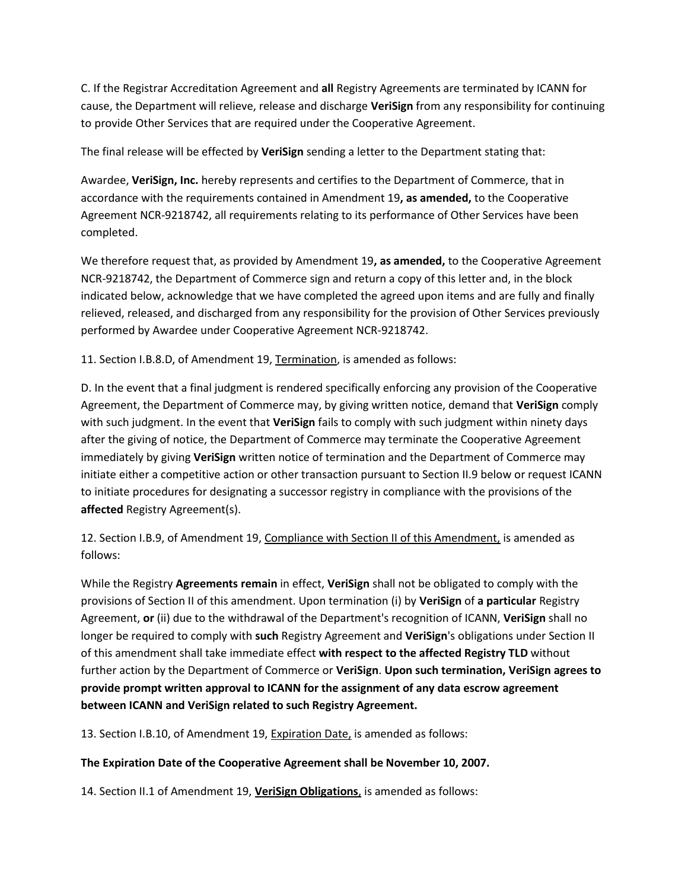C. If the Registrar Accreditation Agreement and **all** Registry Agreements are terminated by ICANN for cause, the Department will relieve, release and discharge **VeriSign** from any responsibility for continuing to provide Other Services that are required under the Cooperative Agreement.

The final release will be effected by **VeriSign** sending a letter to the Department stating that:

Awardee, **VeriSign, Inc.** hereby represents and certifies to the Department of Commerce, that in accordance with the requirements contained in Amendment 19**, as amended,** to the Cooperative Agreement NCR-9218742, all requirements relating to its performance of Other Services have been completed.

We therefore request that, as provided by Amendment 19**, as amended,** to the Cooperative Agreement NCR-9218742, the Department of Commerce sign and return a copy of this letter and, in the block indicated below, acknowledge that we have completed the agreed upon items and are fully and finally relieved, released, and discharged from any responsibility for the provision of Other Services previously performed by Awardee under Cooperative Agreement NCR-9218742.

11. Section I.B.8.D, of Amendment 19, <u>Termination</u>, is amended as follows:

D. In the event that a final judgment is rendered specifically enforcing any provision of the Cooperative Agreement, the Department of Commerce may, by giving written notice, demand that **VeriSign** comply with such judgment. In the event that **VeriSign** fails to comply with such judgment within ninety days after the giving of notice, the Department of Commerce may terminate the Cooperative Agreement immediately by giving **VeriSign** written notice of termination and the Department of Commerce may initiate either a competitive action or other transaction pursuant to Section II.9 below or request ICANN to initiate procedures for designating a successor registry in compliance with the provisions of the **affected** Registry Agreement(s).

12. Section I.B.9, of Amendment 19, <u>Compliance with Section II of this Amendment,</u> is amended as follows:

While the Registry **Agreements remain** in effect, **VeriSign** shall not be obligated to comply with the provisions of Section II of this amendment. Upon termination (i) by **VeriSign** of **a particular** Registry Agreement, **or** (ii) due to the withdrawal of the Department's recognition of ICANN, **VeriSign** shall no longer be required to comply with **such** Registry Agreement and **VeriSign**'s obligations under Section II of this amendment shall take immediate effect **with respect to the affected Registry TLD** without further action by the Department of Commerce or **VeriSign**. **Upon such termination, VeriSign agrees to provide prompt written approval to ICANN for the assignment of any data escrow agreement between ICANN and VeriSign related to such Registry Agreement.**

13. Section I.B.10, of Amendment 19, <u>Expiration Date,</u> is amended as follows:

**The Expiration Date of the Cooperative Agreement shall be November 10, 2007.**

14. Section II.1 of Amendment 19, <u>**VeriSign Obligations**</u>, is amended as follows: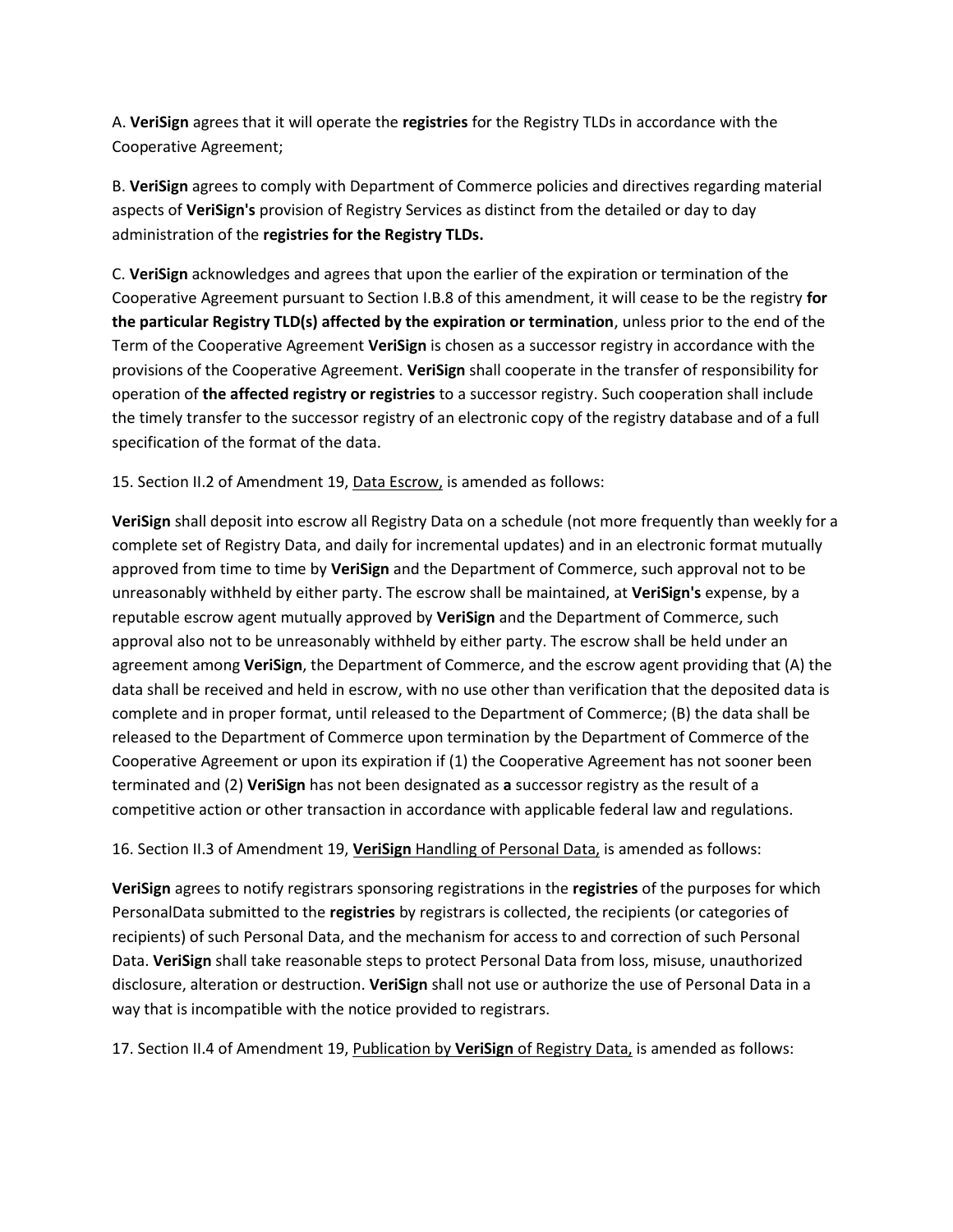A. **VeriSign** agrees that it will operate the **registries** for the Registry TLDs in accordance with the Cooperative Agreement;

B. **VeriSign** agrees to comply with Department of Commerce policies and directives regarding material aspects of **VeriSign's** provision of Registry Services as distinct from the detailed or day to day administration of the **registries for the Registry TLDs.**

C. **VeriSign** acknowledges and agrees that upon the earlier of the expiration or termination of the Cooperative Agreement pursuant to Section I.B.8 of this amendment, it will cease to be the registry **for the particular Registry TLD(s) affected by the expiration or termination**, unless prior to the end of the Term of the Cooperative Agreement **VeriSign** is chosen as a successor registry in accordance with the provisions of the Cooperative Agreement. **VeriSign** shall cooperate in the transfer of responsibility for operation of **the affected registry or registries** to a successor registry. Such cooperation shall include the timely transfer to the successor registry of an electronic copy of the registry database and of a full specification of the format of the data.

15. Section II.2 of Amendment 19, Data Escrow, is amended as follows:

**VeriSign** shall deposit into escrow all Registry Data on a schedule (not more frequently than weekly for a complete set of Registry Data, and daily for incremental updates) and in an electronic format mutually approved from time to time by **VeriSign** and the Department of Commerce, such approval not to be unreasonably withheld by either party. The escrow shall be maintained, at **VeriSign's** expense, by a reputable escrow agent mutually approved by **VeriSign** and the Department of Commerce, such approval also not to be unreasonably withheld by either party. The escrow shall be held under an agreement among **VeriSign**, the Department of Commerce, and the escrow agent providing that (A) the data shall be received and held in escrow, with no use other than verification that the deposited data is complete and in proper format, until released to the Department of Commerce; (B) the data shall be released to the Department of Commerce upon termination by the Department of Commerce of the Cooperative Agreement or upon its expiration if (1) the Cooperative Agreement has not sooner been terminated and (2) **VeriSign** has not been designated as **a** successor registry as the result of a competitive action or other transaction in accordance with applicable federal law and regulations.

16. Section II.3 of Amendment 19, **VeriSign** Handling of Personal Data, is amended as follows:

**VeriSign** agrees to notify registrars sponsoring registrations in the **registries** of the purposes for which PersonalData submitted to the **registries** by registrars is collected, the recipients (or categories of recipients) of such Personal Data, and the mechanism for access to and correction of such Personal Data. **VeriSign** shall take reasonable steps to protect Personal Data from loss, misuse, unauthorized disclosure, alteration or destruction. **VeriSign** shall not use or authorize the use of Personal Data in a way that is incompatible with the notice provided to registrars.

17. Section II.4 of Amendment 19, Publication by **VeriSign** of Registry Data, is amended as follows: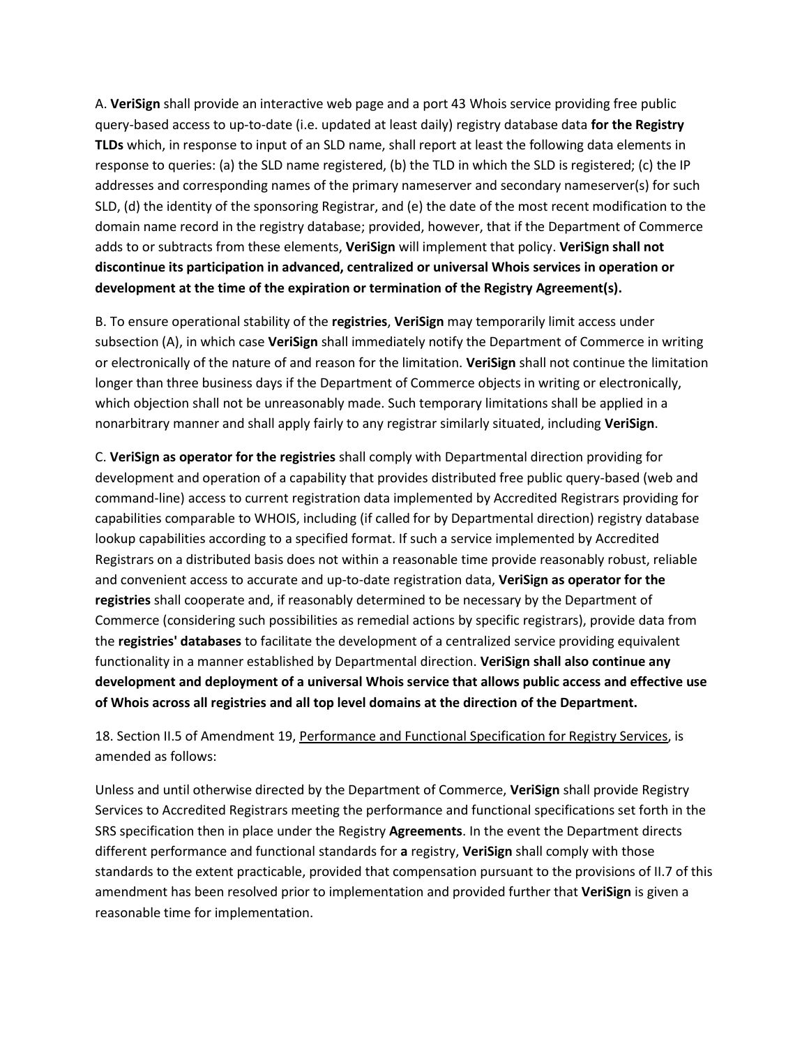A. **VeriSign** shall provide an interactive web page and a port 43 Whois service providing free public query-based access to up-to-date (i.e. updated at least daily) registry database data **for the Registry TLDs** which, in response to input of an SLD name, shall report at least the following data elements in response to queries: (a) the SLD name registered, (b) the TLD in which the SLD is registered; (c) the IP addresses and corresponding names of the primary nameserver and secondary nameserver(s) for such SLD, (d) the identity of the sponsoring Registrar, and (e) the date of the most recent modification to the domain name record in the registry database; provided, however, that if the Department of Commerce adds to or subtracts from these elements, **VeriSign** will implement that policy. **VeriSign shall not discontinue its participation in advanced, centralized or universal Whois services in operation or development at the time of the expiration or termination of the Registry Agreement(s).**

B. To ensure operational stability of the **registries**, **VeriSign** may temporarily limit access under subsection (A), in which case **VeriSign** shall immediately notify the Department of Commerce in writing or electronically of the nature of and reason for the limitation. **VeriSign** shall not continue the limitation longer than three business days if the Department of Commerce objects in writing or electronically, which objection shall not be unreasonably made. Such temporary limitations shall be applied in a nonarbitrary manner and shall apply fairly to any registrar similarly situated, including **VeriSign**.

C. **VeriSign as operator for the registries** shall comply with Departmental direction providing for development and operation of a capability that provides distributed free public query-based (web and command-line) access to current registration data implemented by Accredited Registrars providing for capabilities comparable to WHOIS, including (if called for by Departmental direction) registry database lookup capabilities according to a specified format. If such a service implemented by Accredited Registrars on a distributed basis does not within a reasonable time provide reasonably robust, reliable and convenient access to accurate and up-to-date registration data, **VeriSign as operator for the registries** shall cooperate and, if reasonably determined to be necessary by the Department of Commerce (considering such possibilities as remedial actions by specific registrars), provide data from the **registries' databases** to facilitate the development of a centralized service providing equivalent functionality in a manner established by Departmental direction. **VeriSign shall also continue any development and deployment of a universal Whois service that allows public access and effective use of Whois across all registries and all top level domains at the direction of the Department.**

18. Section II.5 of Amendment 19, Performance and Functional Specification for Registry Services, is amended as follows:

Unless and until otherwise directed by the Department of Commerce, **VeriSign** shall provide Registry Services to Accredited Registrars meeting the performance and functional specifications set forth in the SRS specification then in place under the Registry **Agreements**. In the event the Department directs different performance and functional standards for **a** registry, **VeriSign** shall comply with those standards to the extent practicable, provided that compensation pursuant to the provisions of II.7 of this amendment has been resolved prior to implementation and provided further that **VeriSign** is given a reasonable time for implementation.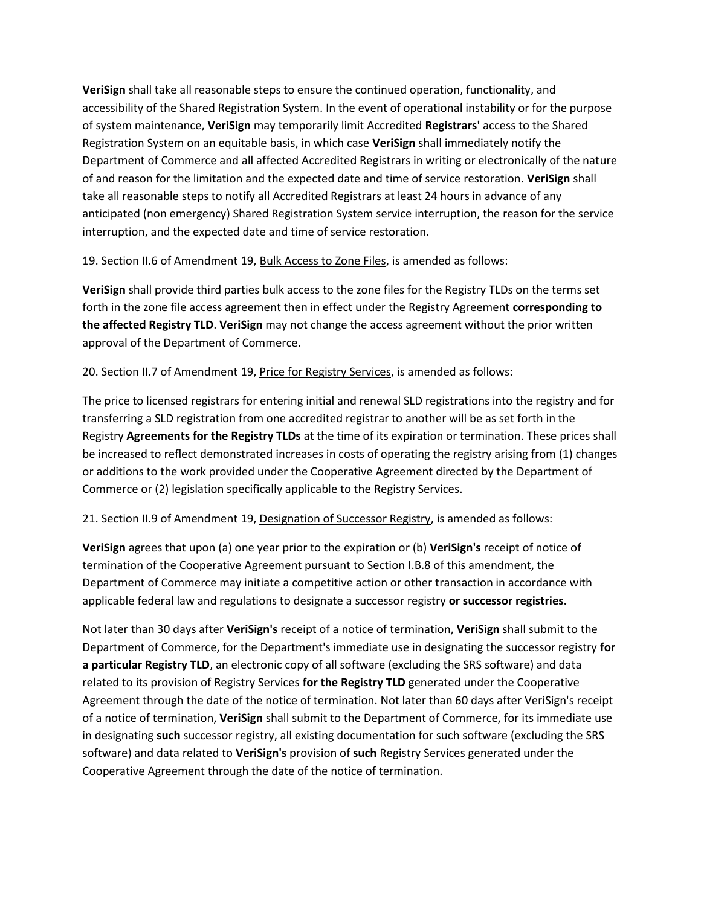**VeriSign** shall take all reasonable steps to ensure the continued operation, functionality, and accessibility of the Shared Registration System. In the event of operational instability or for the purpose of system maintenance, **VeriSign** may temporarily limit Accredited **Registrars'** access to the Shared Registration System on an equitable basis, in which case **VeriSign** shall immediately notify the Department of Commerce and all affected Accredited Registrars in writing or electronically of the nature of and reason for the limitation and the expected date and time of service restoration. **VeriSign** shall take all reasonable steps to notify all Accredited Registrars at least 24 hours in advance of any anticipated (non emergency) Shared Registration System service interruption, the reason for the service interruption, and the expected date and time of service restoration.

19. Section II.6 of Amendment 19, <u>Bulk Access to Zone Files</u>, is amended as follows:

**VeriSign** shall provide third parties bulk access to the zone files for the Registry TLDs on the terms set forth in the zone file access agreement then in effect under the Registry Agreement **corresponding to the affected Registry TLD**. **VeriSign** may not change the access agreement without the prior written approval of the Department of Commerce.

20. Section II.7 of Amendment 19, <u>Price for Registry Services</u>, is amended as follows:

The price to licensed registrars for entering initial and renewal SLD registrations into the registry and for transferring a SLD registration from one accredited registrar to another will be as set forth in the Registry **Agreements for the Registry TLDs** at the time of its expiration or termination. These prices shall be increased to reflect demonstrated increases in costs of operating the registry arising from (1) changes or additions to the work provided under the Cooperative Agreement directed by the Department of Commerce or (2) legislation specifically applicable to the Registry Services.

21. Section II.9 of Amendment 19, <u>Designation of Successor Registry</u>, is amended as follows:

**VeriSign** agrees that upon (a) one year prior to the expiration or (b) **VeriSign's** receipt of notice of termination of the Cooperative Agreement pursuant to Section I.B.8 of this amendment, the Department of Commerce may initiate a competitive action or other transaction in accordance with applicable federal law and regulations to designate a successor registry **or successor registries.**

Not later than 30 days after **VeriSign's** receipt of a notice of termination, **VeriSign** shall submit to the Department of Commerce, for the Department's immediate use in designating the successor registry **for a particular Registry TLD**, an electronic copy of all software (excluding the SRS software) and data related to its provision of Registry Services **for the Registry TLD** generated under the Cooperative Agreement through the date of the notice of termination. Not later than 60 days after VeriSign's receipt of a notice of termination, **VeriSign** shall submit to the Department of Commerce, for its immediate use in designating **such** successor registry, all existing documentation for such software (excluding the SRS software) and data related to **VeriSign's** provision of **such** Registry Services generated under the Cooperative Agreement through the date of the notice of termination.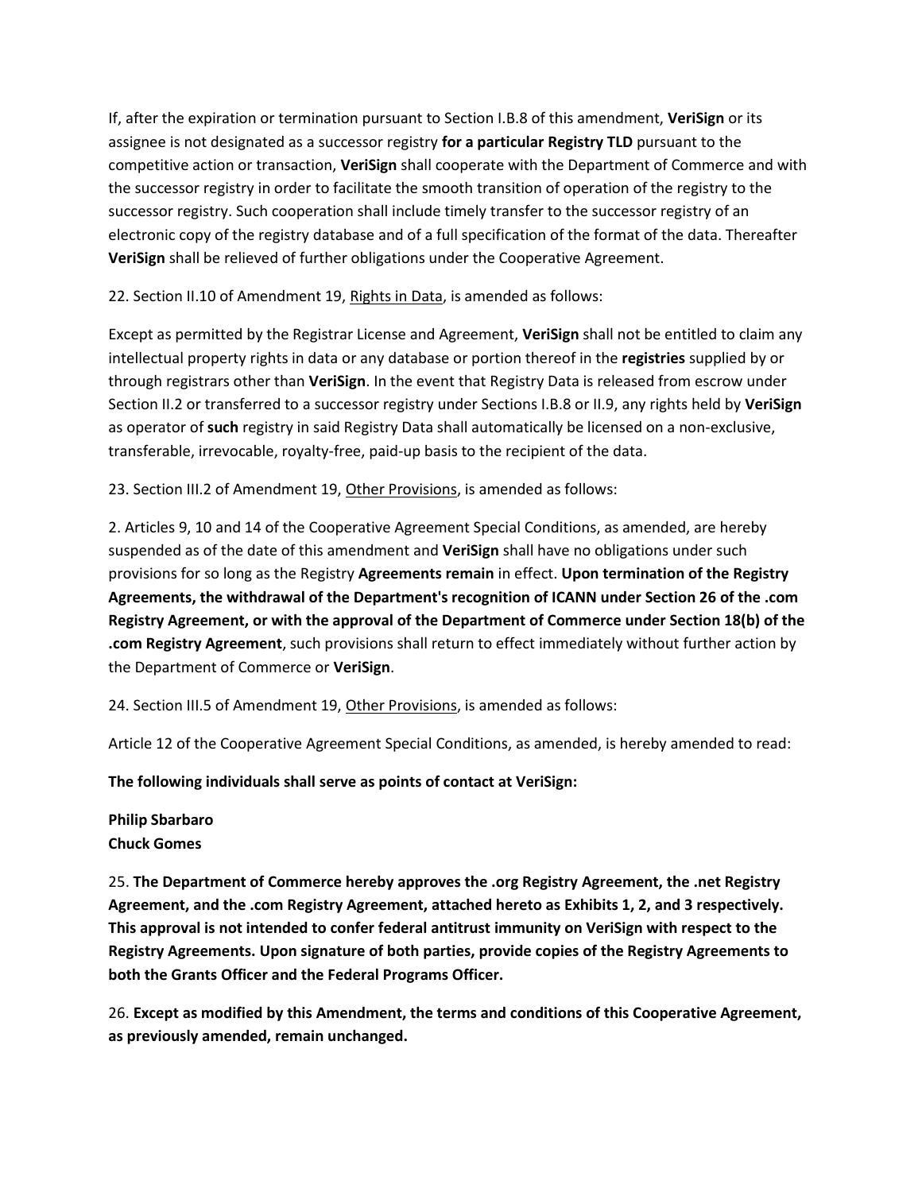If, after the expiration or termination pursuant to Section I.B.8 of this amendment, **VeriSign** or its assignee is not designated as a successor registry **for a particular Registry TLD** pursuant to the competitive action or transaction, **VeriSign** shall cooperate with the Department of Commerce and with the successor registry in order to facilitate the smooth transition of operation of the registry to the successor registry. Such cooperation shall include timely transfer to the successor registry of an electronic copy of the registry database and of a full specification of the format of the data. Thereafter **VeriSign** shall be relieved of further obligations under the Cooperative Agreement.

22. Section II.10 of Amendment 19, Rights in Data, is amended as follows:

Except as permitted by the Registrar License and Agreement, **VeriSign** shall not be entitled to claim any intellectual property rights in data or any database or portion thereof in the **registries** supplied by or through registrars other than **VeriSign**. In the event that Registry Data is released from escrow under Section II.2 or transferred to a successor registry under Sections I.B.8 or II.9, any rights held by **VeriSign** as operator of **such** registry in said Registry Data shall automatically be licensed on a non-exclusive, transferable, irrevocable, royalty-free, paid-up basis to the recipient of the data.

23. Section III.2 of Amendment 19, Other Provisions, is amended as follows:

2. Articles 9, 10 and 14 of the Cooperative Agreement Special Conditions, as amended, are hereby suspended as of the date of this amendment and **VeriSign** shall have no obligations under such provisions for so long as the Registry **Agreements remain** in effect. **Upon termination of the Registry Agreements, the withdrawal of the Department's recognition of ICANN under Section 26 of the .com Registry Agreement, or with the approval of the Department of Commerce under Section 18(b) of the .com Registry Agreement**, such provisions shall return to effect immediately without further action by the Department of Commerce or **VeriSign**.

24. Section III.5 of Amendment 19, Other Provisions, is amended as follows:

Article 12 of the Cooperative Agreement Special Conditions, as amended, is hereby amended to read:

**The following individuals shall serve as points of contact at VeriSign:**

**Philip Sbarbaro**
**Chuck Gomes**

25. **The Department of Commerce hereby approves the .org Registry Agreement, the .net Registry Agreement, and the .com Registry Agreement, attached hereto as Exhibits 1, 2, and 3 respectively. This approval is not intended to confer federal antitrust immunity on VeriSign with respect to the Registry Agreements. Upon signature of both parties, provide copies of the Registry Agreements to both the Grants Officer and the Federal Programs Officer.**

26. **Except as modified by this Amendment, the terms and conditions of this Cooperative Agreement, as previously amended, remain unchanged.**